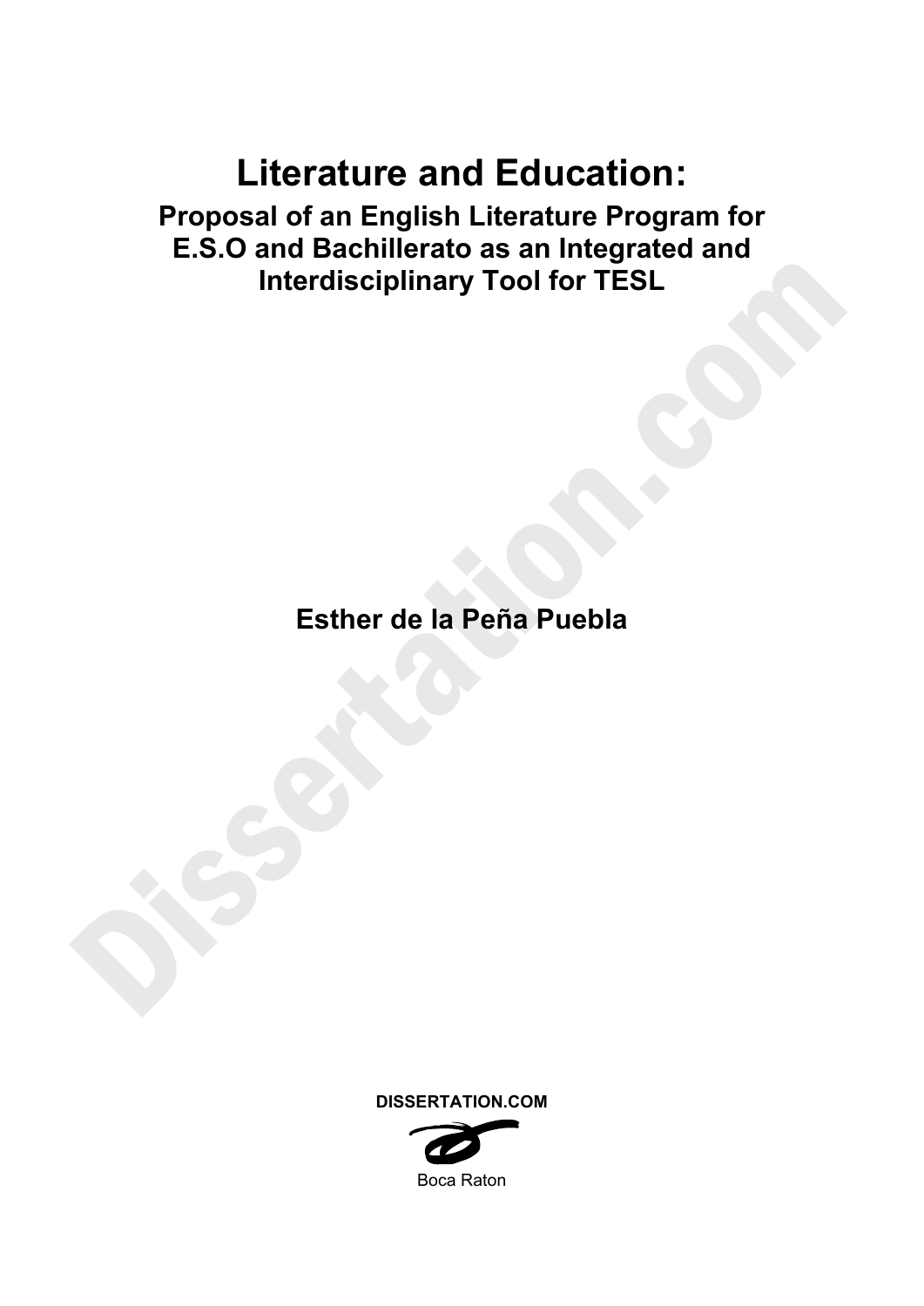# Literature and Education:

## Proposal of an English Literature Program for E.S.O and Bachillerato as an Integrated and Interdisciplinary Tool for TESL

**Esther de la Peña Puebla**

DISSERTATION.COM

Boca Raton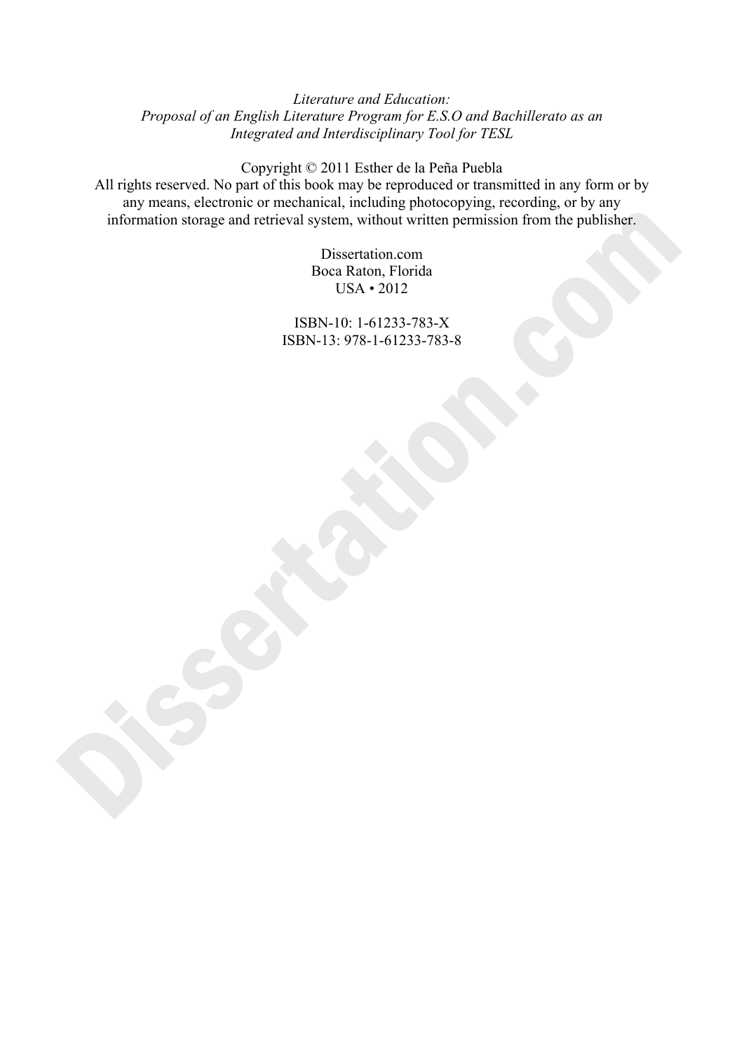*Literature and Education:*
*Proposal of an English Literature Program for E.S.O and Bachillerato as an Integrated and Interdisciplinary Tool for TESL*

Copyright © 2011 Esther de la Peña Puebla
All rights reserved. No part of this book may be reproduced or transmitted in any form or by any means, electronic or mechanical, including photocopying, recording, or by any information storage and retrieval system, without written permission from the publisher.

Dissertation.com
Boca Raton, Florida
USA • 2012

ISBN-10: 1-61233-783-X
ISBN-13: 978-1-61233-783-8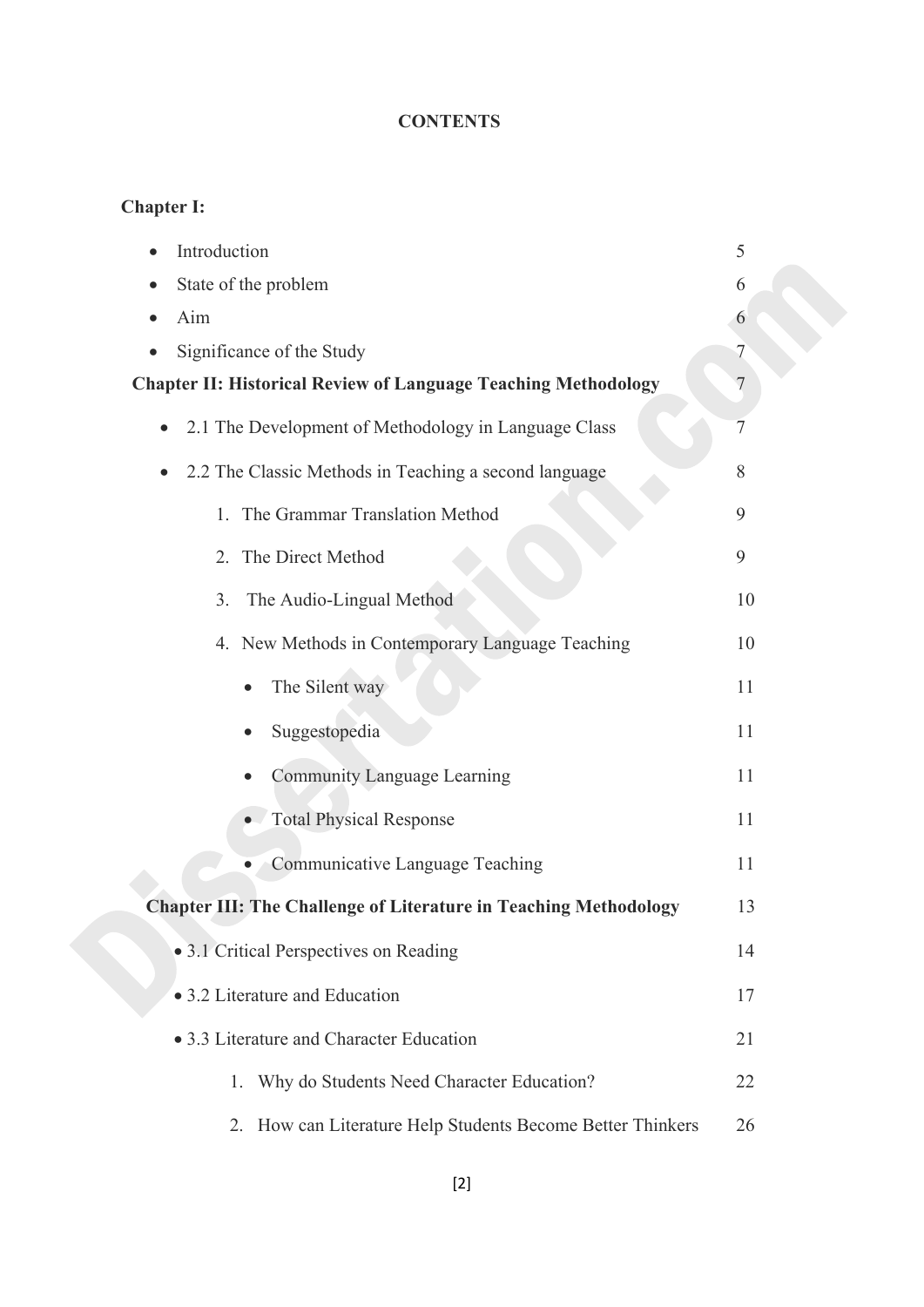# CONTENTS

**Chapter I:**

- Introduction 5
- State of the problem 6
- Aim 6
- Significance of the Study 7

**Chapter II: Historical Review of Language Teaching Methodology** 7

- 2.1 The Development of Methodology in Language Class 7
- 2.2 The Classic Methods in Teaching a second language 8
  1. The Grammar Translation Method 9
  2. The Direct Method 9
  3. The Audio-Lingual Method 10
  4. New Methods in Contemporary Language Teaching 10
     - The Silent way 11
     - Suggestopedia 11
     - Community Language Learning 11
     - Total Physical Response 11
     - Communicative Language Teaching 11

**Chapter III: The Challenge of Literature in Teaching Methodology** 13

- 3.1 Critical Perspectives on Reading 14
- 3.2 Literature and Education 17
- 3.3 Literature and Character Education 21
  1. Why do Students Need Character Education? 22
  2. How can Literature Help Students Become Better Thinkers 26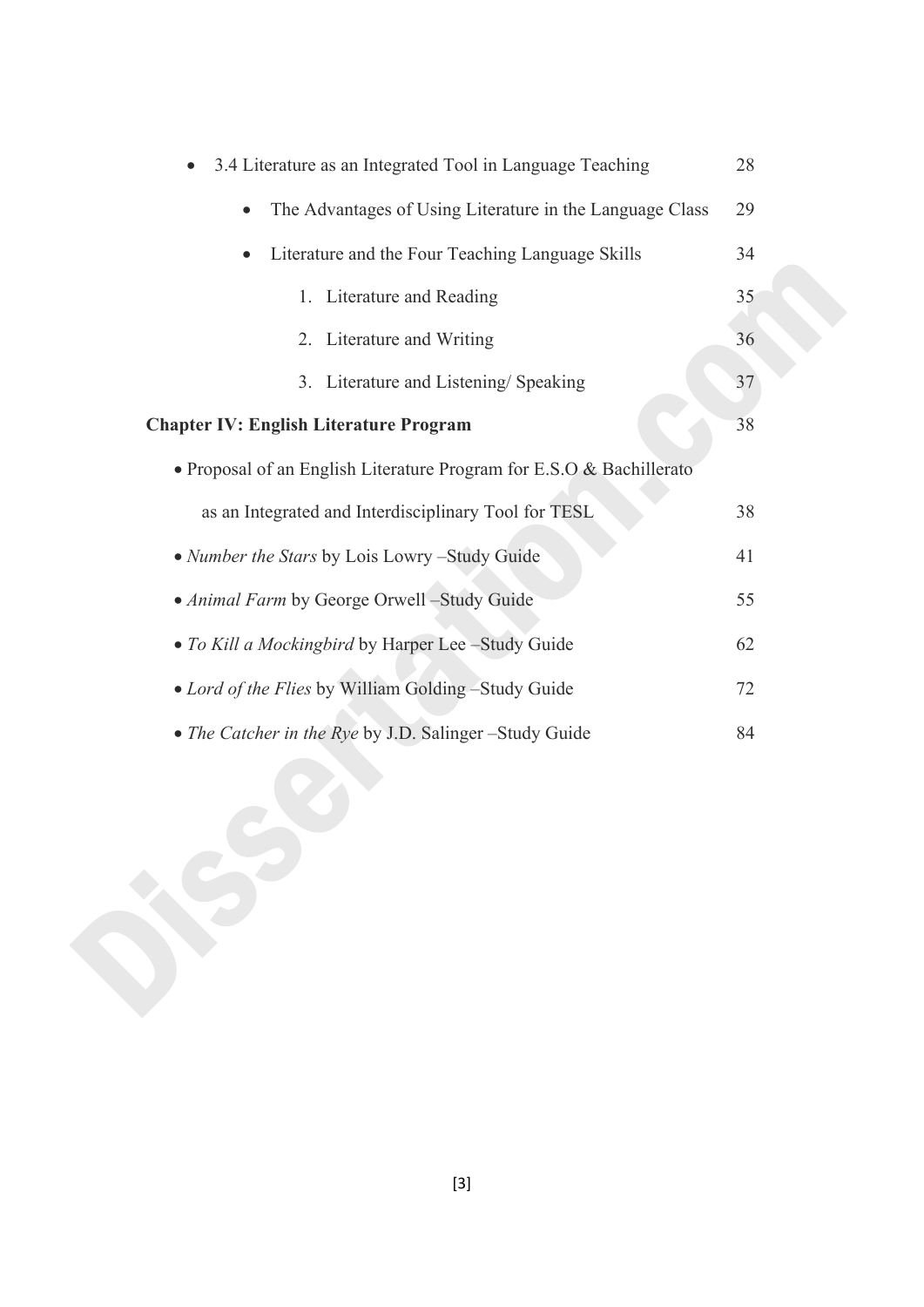- 3.4 Literature as an Integrated Tool in Language Teaching 28
    - The Advantages of Using Literature in the Language Class 29
    - Literature and the Four Teaching Language Skills 34
        1. Literature and Reading 35
        2. Literature and Writing 36
        3. Literature and Listening/ Speaking 37

**Chapter IV: English Literature Program** 38

- Proposal of an English Literature Program for E.S.O & Bachillerato as an Integrated and Interdisciplinary Tool for TESL 38
- *Number the Stars* by Lois Lowry –Study Guide 41
- *Animal Farm* by George Orwell –Study Guide 55
- *To Kill a Mockingbird* by Harper Lee –Study Guide 62
- *Lord of the Flies* by William Golding –Study Guide 72
- *The Catcher in the Rye* by J.D. Salinger –Study Guide 84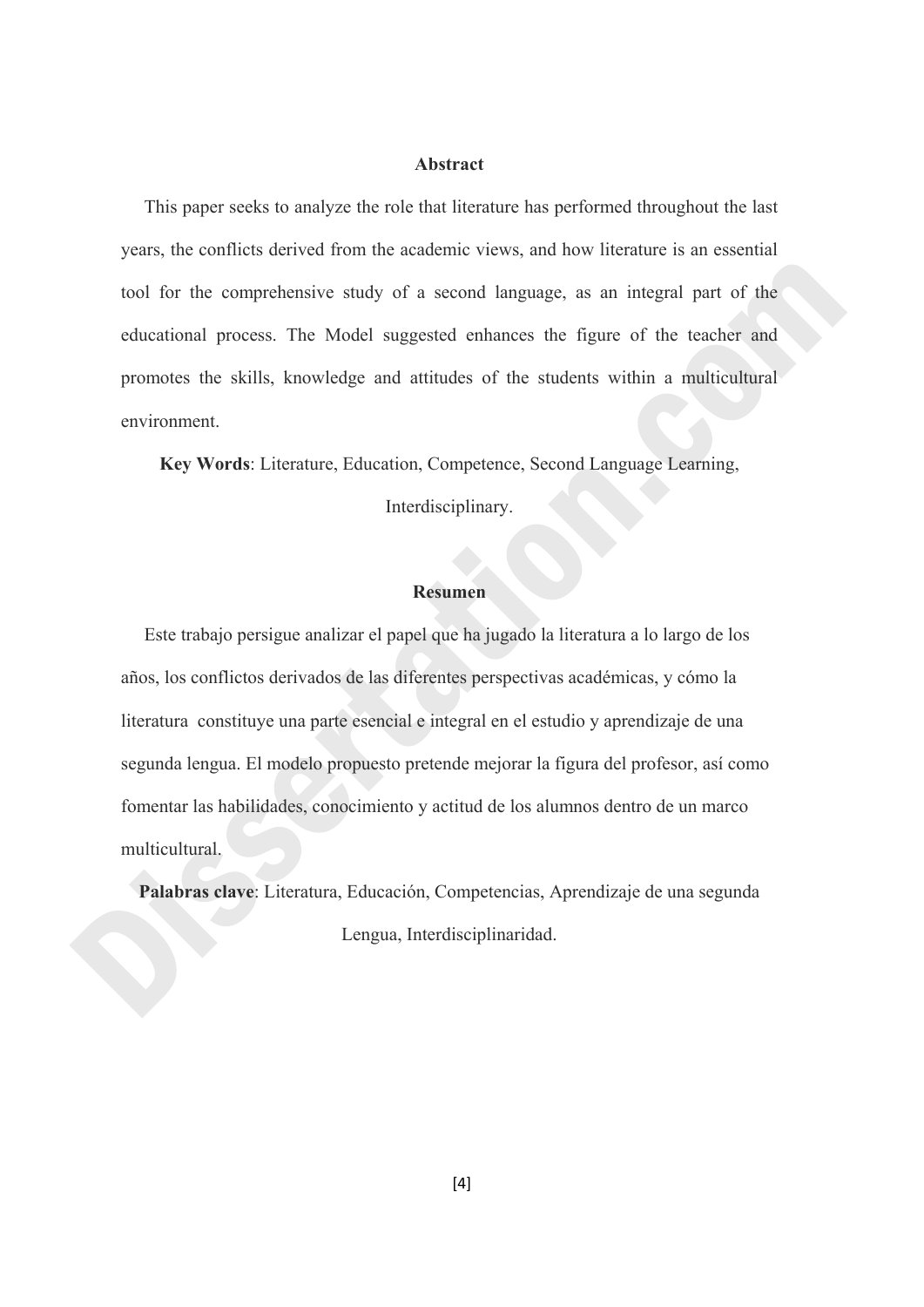## Abstract

This paper seeks to analyze the role that literature has performed throughout the last years, the conflicts derived from the academic views, and how literature is an essential tool for the comprehensive study of a second language, as an integral part of the educational process. The Model suggested enhances the figure of the teacher and promotes the skills, knowledge and attitudes of the students within a multicultural environment.

**Key Words**: Literature, Education, Competence, Second Language Learning, Interdisciplinary.

## Resumen

Este trabajo persigue analizar el papel que ha jugado la literatura a lo largo de los años, los conflictos derivados de las diferentes perspectivas académicas, y cómo la literatura constituye una parte esencial e integral en el estudio y aprendizaje de una segunda lengua. El modelo propuesto pretende mejorar la figura del profesor, así como fomentar las habilidades, conocimiento y actitud de los alumnos dentro de un marco multicultural.

**Palabras clave**: Literatura, Educación, Competencias, Aprendizaje de una segunda Lengua, Interdisciplinaridad.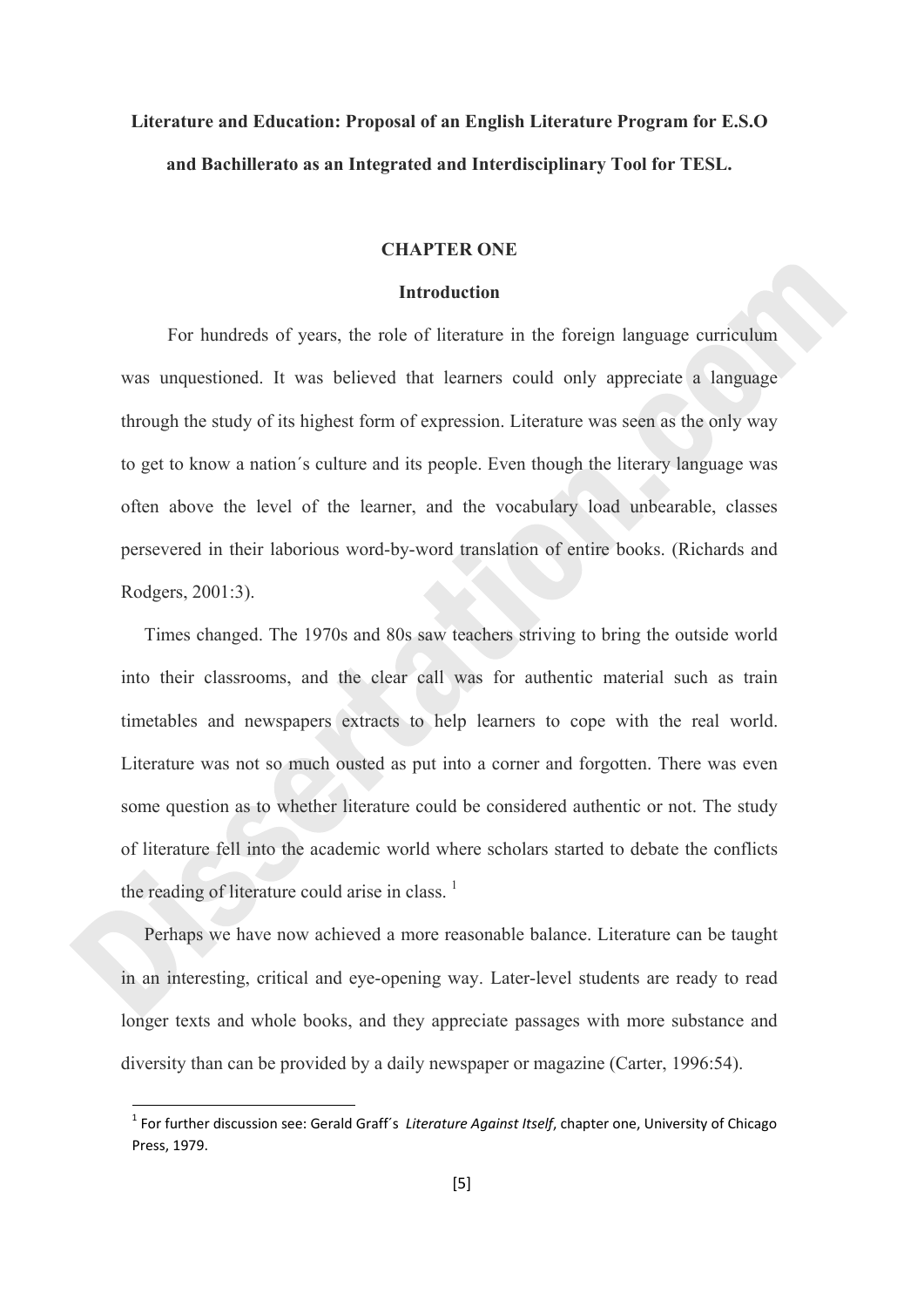**Literature and Education: Proposal of an English Literature Program for E.S.O and Bachillerato as an Integrated and Interdisciplinary Tool for TESL.**

# CHAPTER ONE

## Introduction

For hundreds of years, the role of literature in the foreign language curriculum was unquestioned. It was believed that learners could only appreciate a language through the study of its highest form of expression. Literature was seen as the only way to get to know a nation´s culture and its people. Even though the literary language was often above the level of the learner, and the vocabulary load unbearable, classes persevered in their laborious word-by-word translation of entire books. (Richards and Rodgers, 2001:3).

Times changed. The 1970s and 80s saw teachers striving to bring the outside world into their classrooms, and the clear call was for authentic material such as train timetables and newspapers extracts to help learners to cope with the real world. Literature was not so much ousted as put into a corner and forgotten. There was even some question as to whether literature could be considered authentic or not. The study of literature fell into the academic world where scholars started to debate the conflicts the reading of literature could arise in class. [1]

Perhaps we have now achieved a more reasonable balance. Literature can be taught in an interesting, critical and eye-opening way. Later-level students are ready to read longer texts and whole books, and they appreciate passages with more substance and diversity than can be provided by a daily newspaper or magazine (Carter, 1996:54).

---

[1] For further discussion see: Gerald Graff´s *Literature Against Itself*, chapter one, University of Chicago Press, 1979.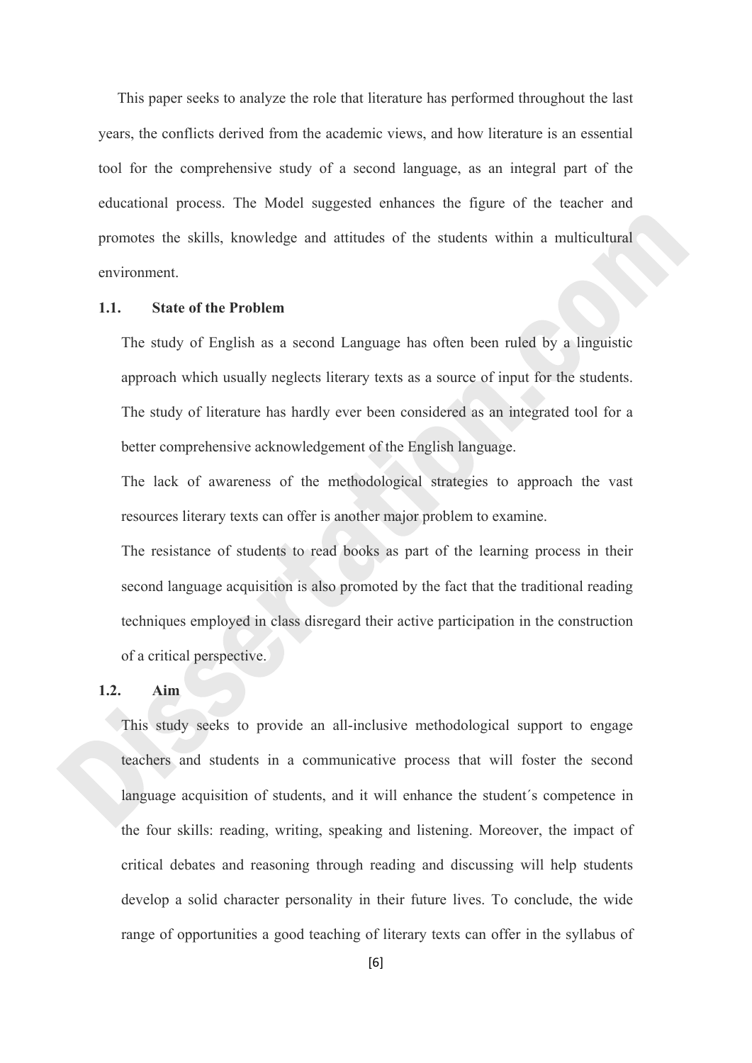This paper seeks to analyze the role that literature has performed throughout the last years, the conflicts derived from the academic views, and how literature is an essential tool for the comprehensive study of a second language, as an integral part of the educational process. The Model suggested enhances the figure of the teacher and promotes the skills, knowledge and attitudes of the students within a multicultural environment.

### 1.1. State of the Problem

The study of English as a second Language has often been ruled by a linguistic approach which usually neglects literary texts as a source of input for the students. The study of literature has hardly ever been considered as an integrated tool for a better comprehensive acknowledgement of the English language.

The lack of awareness of the methodological strategies to approach the vast resources literary texts can offer is another major problem to examine.

The resistance of students to read books as part of the learning process in their second language acquisition is also promoted by the fact that the traditional reading techniques employed in class disregard their active participation in the construction of a critical perspective.

### 1.2. Aim

This study seeks to provide an all-inclusive methodological support to engage teachers and students in a communicative process that will foster the second language acquisition of students, and it will enhance the student´s competence in the four skills: reading, writing, speaking and listening. Moreover, the impact of critical debates and reasoning through reading and discussing will help students develop a solid character personality in their future lives. To conclude, the wide range of opportunities a good teaching of literary texts can offer in the syllabus of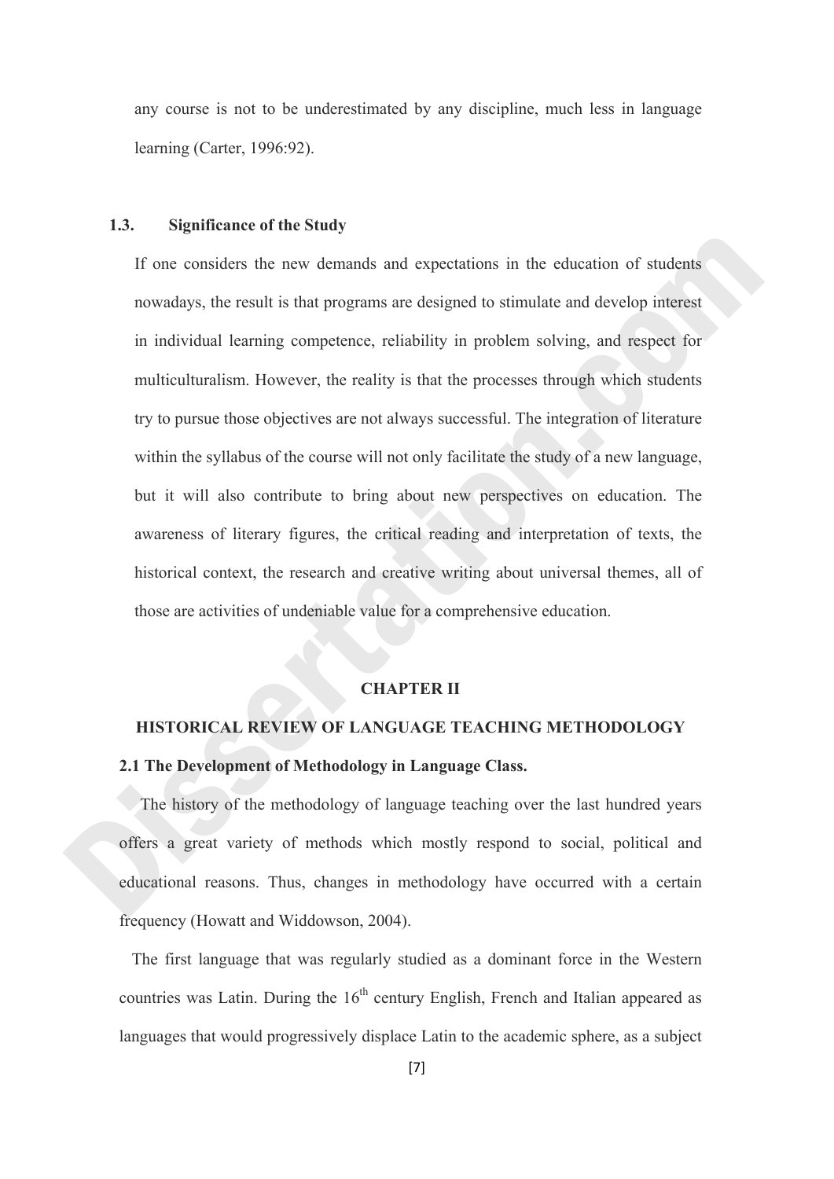any course is not to be underestimated by any discipline, much less in language learning (Carter, 1996:92).

### 1.3. Significance of the Study

If one considers the new demands and expectations in the education of students nowadays, the result is that programs are designed to stimulate and develop interest in individual learning competence, reliability in problem solving, and respect for multiculturalism. However, the reality is that the processes through which students try to pursue those objectives are not always successful. The integration of literature within the syllabus of the course will not only facilitate the study of a new language, but it will also contribute to bring about new perspectives on education. The awareness of literary figures, the critical reading and interpretation of texts, the historical context, the research and creative writing about universal themes, all of those are activities of undeniable value for a comprehensive education.

## CHAPTER II

## HISTORICAL REVIEW OF LANGUAGE TEACHING METHODOLOGY

### 2.1 The Development of Methodology in Language Class.

The history of the methodology of language teaching over the last hundred years offers a great variety of methods which mostly respond to social, political and educational reasons. Thus, changes in methodology have occurred with a certain frequency (Howatt and Widdowson, 2004).

The first language that was regularly studied as a dominant force in the Western countries was Latin. During the 16th century English, French and Italian appeared as languages that would progressively displace Latin to the academic sphere, as a subject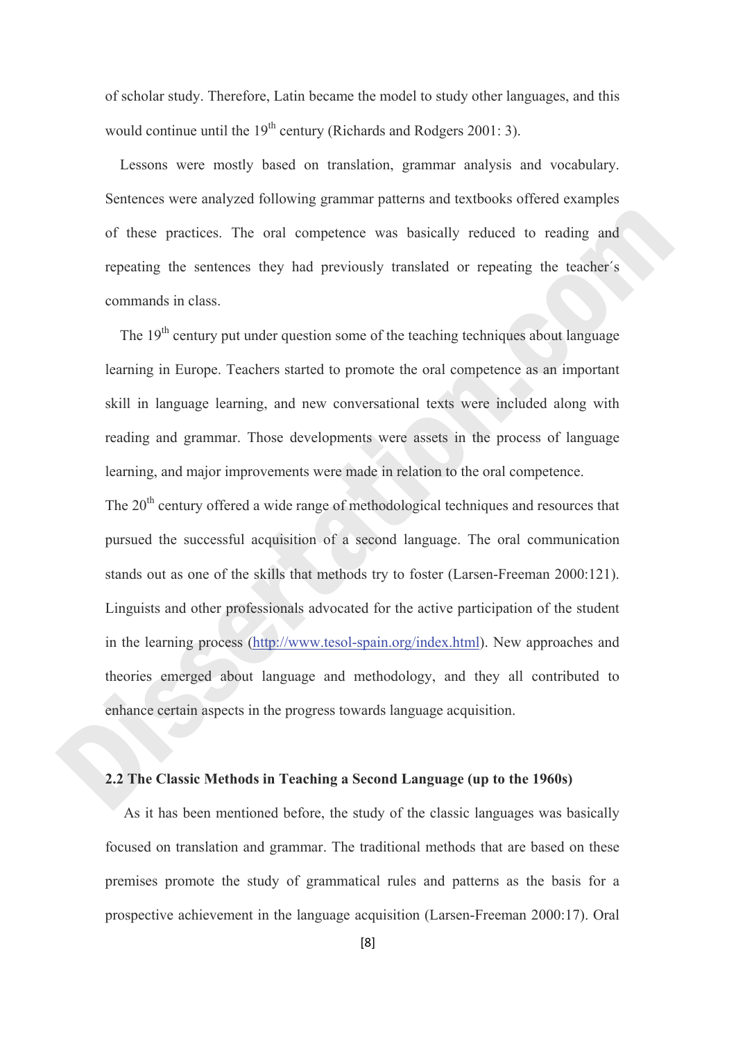of scholar study. Therefore, Latin became the model to study other languages, and this would continue until the 19th century (Richards and Rodgers 2001: 3).

Lessons were mostly based on translation, grammar analysis and vocabulary. Sentences were analyzed following grammar patterns and textbooks offered examples of these practices. The oral competence was basically reduced to reading and repeating the sentences they had previously translated or repeating the teacher´s commands in class.

The 19th century put under question some of the teaching techniques about language learning in Europe. Teachers started to promote the oral competence as an important skill in language learning, and new conversational texts were included along with reading and grammar. Those developments were assets in the process of language learning, and major improvements were made in relation to the oral competence.

The 20th century offered a wide range of methodological techniques and resources that pursued the successful acquisition of a second language. The oral communication stands out as one of the skills that methods try to foster (Larsen-Freeman 2000:121). Linguists and other professionals advocated for the active participation of the student in the learning process (http://www.tesol-spain.org/index.html). New approaches and theories emerged about language and methodology, and they all contributed to enhance certain aspects in the progress towards language acquisition.

## 2.2 The Classic Methods in Teaching a Second Language (up to the 1960s)

As it has been mentioned before, the study of the classic languages was basically focused on translation and grammar. The traditional methods that are based on these premises promote the study of grammatical rules and patterns as the basis for a prospective achievement in the language acquisition (Larsen-Freeman 2000:17). Oral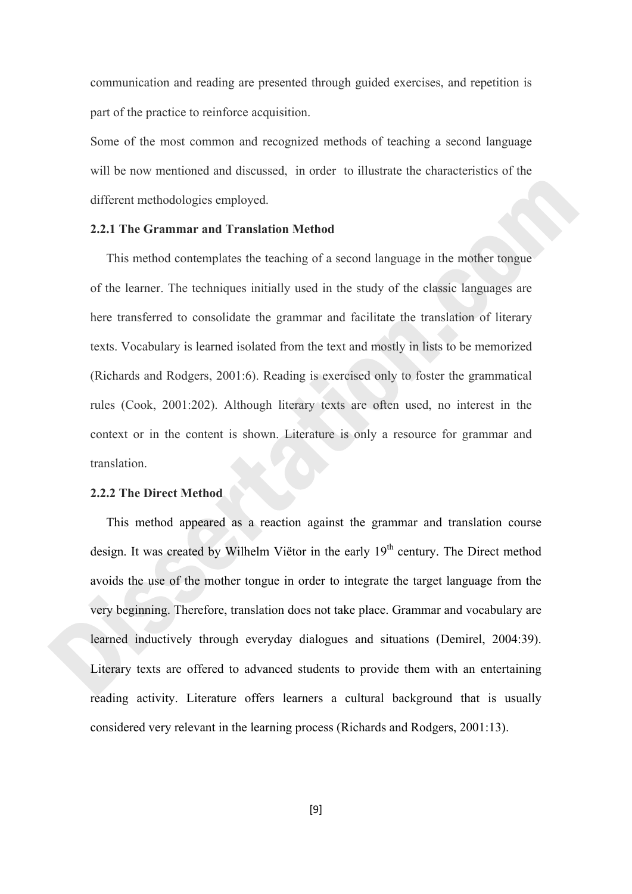communication and reading are presented through guided exercises, and repetition is part of the practice to reinforce acquisition.

Some of the most common and recognized methods of teaching a second language will be now mentioned and discussed, in order to illustrate the characteristics of the different methodologies employed.

### 2.2.1 The Grammar and Translation Method

This method contemplates the teaching of a second language in the mother tongue of the learner. The techniques initially used in the study of the classic languages are here transferred to consolidate the grammar and facilitate the translation of literary texts. Vocabulary is learned isolated from the text and mostly in lists to be memorized (Richards and Rodgers, 2001:6). Reading is exercised only to foster the grammatical rules (Cook, 2001:202). Although literary texts are often used, no interest in the context or in the content is shown. Literature is only a resource for grammar and translation.

### 2.2.2 The Direct Method

This method appeared as a reaction against the grammar and translation course design. It was created by Wilhelm Viëtor in the early 19th century. The Direct method avoids the use of the mother tongue in order to integrate the target language from the very beginning. Therefore, translation does not take place. Grammar and vocabulary are learned inductively through everyday dialogues and situations (Demirel, 2004:39). Literary texts are offered to advanced students to provide them with an entertaining reading activity. Literature offers learners a cultural background that is usually considered very relevant in the learning process (Richards and Rodgers, 2001:13).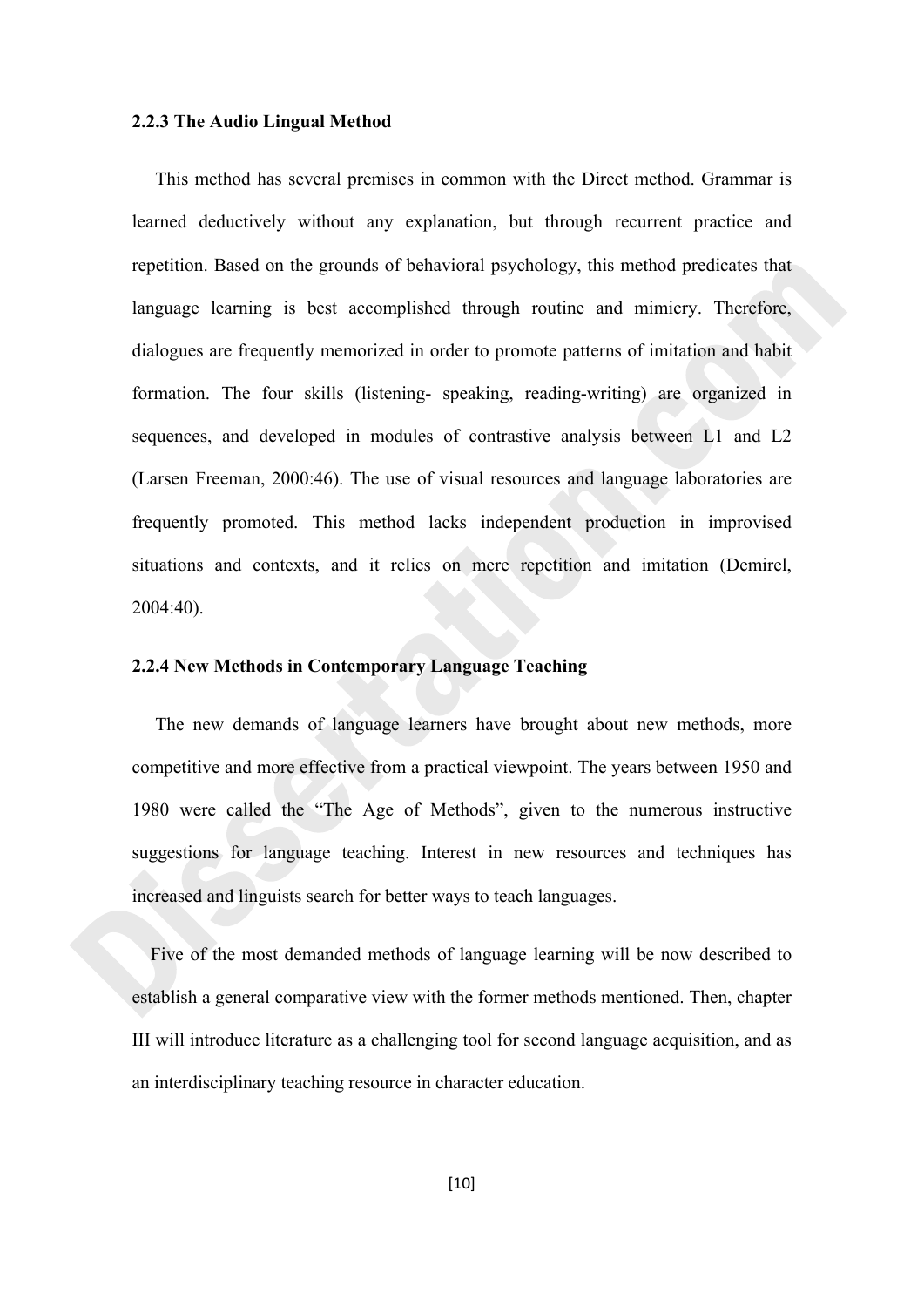### 2.2.3 The Audio Lingual Method

This method has several premises in common with the Direct method. Grammar is learned deductively without any explanation, but through recurrent practice and repetition. Based on the grounds of behavioral psychology, this method predicates that language learning is best accomplished through routine and mimicry. Therefore, dialogues are frequently memorized in order to promote patterns of imitation and habit formation. The four skills (listening- speaking, reading-writing) are organized in sequences, and developed in modules of contrastive analysis between L1 and L2 (Larsen Freeman, 2000:46). The use of visual resources and language laboratories are frequently promoted. This method lacks independent production in improvised situations and contexts, and it relies on mere repetition and imitation (Demirel, 2004:40).

### 2.2.4 New Methods in Contemporary Language Teaching

The new demands of language learners have brought about new methods, more competitive and more effective from a practical viewpoint. The years between 1950 and 1980 were called the "The Age of Methods", given to the numerous instructive suggestions for language teaching. Interest in new resources and techniques has increased and linguists search for better ways to teach languages.

Five of the most demanded methods of language learning will be now described to establish a general comparative view with the former methods mentioned. Then, chapter III will introduce literature as a challenging tool for second language acquisition, and as an interdisciplinary teaching resource in character education.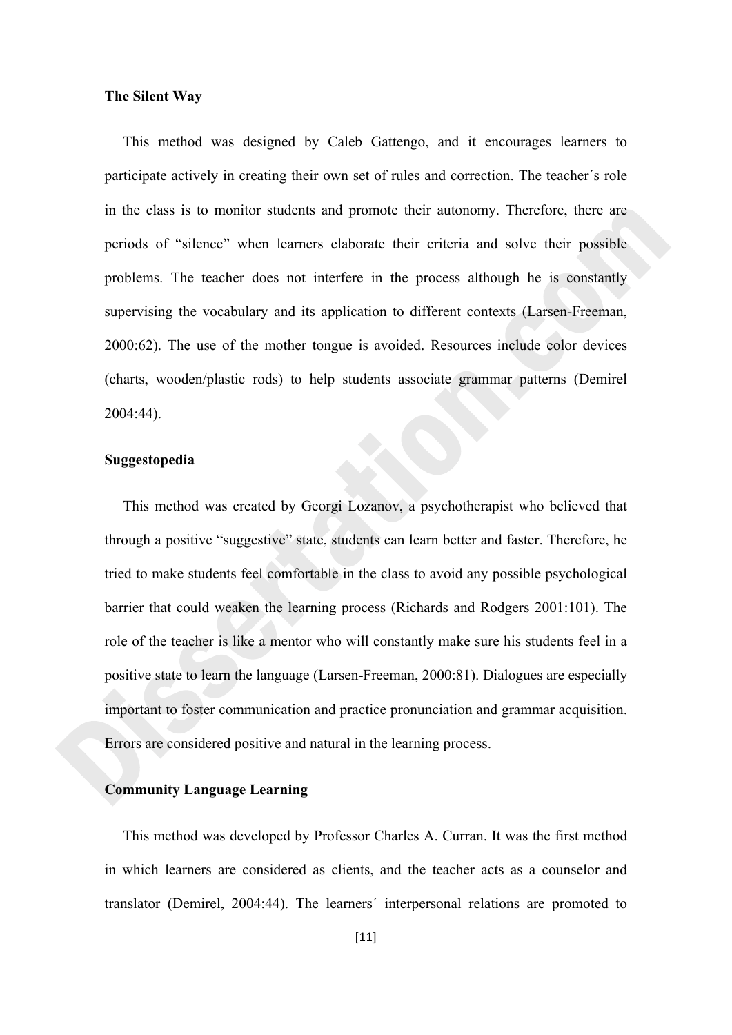**The Silent Way**

This method was designed by Caleb Gattengo, and it encourages learners to participate actively in creating their own set of rules and correction. The teacher´s role in the class is to monitor students and promote their autonomy. Therefore, there are periods of "silence" when learners elaborate their criteria and solve their possible problems. The teacher does not interfere in the process although he is constantly supervising the vocabulary and its application to different contexts (Larsen-Freeman, 2000:62). The use of the mother tongue is avoided. Resources include color devices (charts, wooden/plastic rods) to help students associate grammar patterns (Demirel 2004:44).

**Suggestopedia**

This method was created by Georgi Lozanov, a psychotherapist who believed that through a positive "suggestive" state, students can learn better and faster. Therefore, he tried to make students feel comfortable in the class to avoid any possible psychological barrier that could weaken the learning process (Richards and Rodgers 2001:101). The role of the teacher is like a mentor who will constantly make sure his students feel in a positive state to learn the language (Larsen-Freeman, 2000:81). Dialogues are especially important to foster communication and practice pronunciation and grammar acquisition. Errors are considered positive and natural in the learning process.

**Community Language Learning**

This method was developed by Professor Charles A. Curran. It was the first method in which learners are considered as clients, and the teacher acts as a counselor and translator (Demirel, 2004:44). The learners´ interpersonal relations are promoted to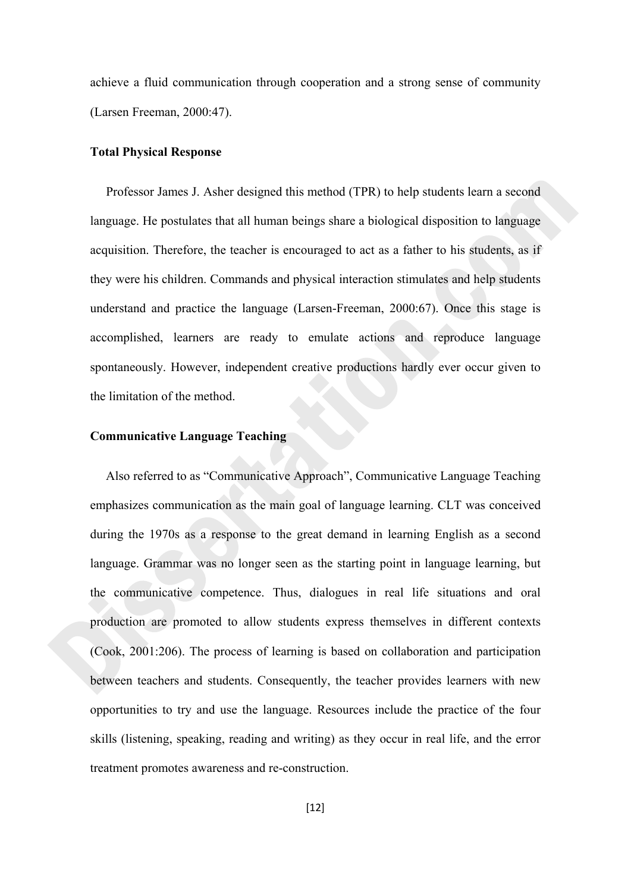achieve a fluid communication through cooperation and a strong sense of community (Larsen Freeman, 2000:47).

**Total Physical Response**

Professor James J. Asher designed this method (TPR) to help students learn a second language. He postulates that all human beings share a biological disposition to language acquisition. Therefore, the teacher is encouraged to act as a father to his students, as if they were his children. Commands and physical interaction stimulates and help students understand and practice the language (Larsen-Freeman, 2000:67). Once this stage is accomplished, learners are ready to emulate actions and reproduce language spontaneously. However, independent creative productions hardly ever occur given to the limitation of the method.

**Communicative Language Teaching**

Also referred to as "Communicative Approach", Communicative Language Teaching emphasizes communication as the main goal of language learning. CLT was conceived during the 1970s as a response to the great demand in learning English as a second language. Grammar was no longer seen as the starting point in language learning, but the communicative competence. Thus, dialogues in real life situations and oral production are promoted to allow students express themselves in different contexts (Cook, 2001:206). The process of learning is based on collaboration and participation between teachers and students. Consequently, the teacher provides learners with new opportunities to try and use the language. Resources include the practice of the four skills (listening, speaking, reading and writing) as they occur in real life, and the error treatment promotes awareness and re-construction.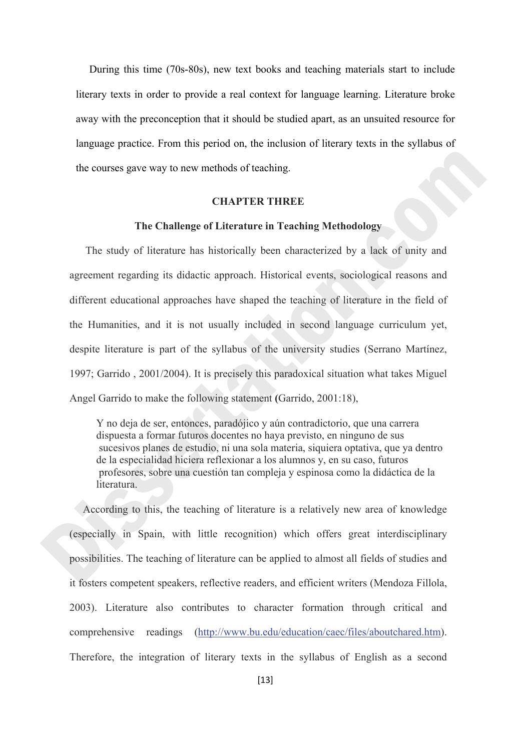During this time (70s-80s), new text books and teaching materials start to include literary texts in order to provide a real context for language learning. Literature broke away with the preconception that it should be studied apart, as an unsuited resource for language practice. From this period on, the inclusion of literary texts in the syllabus of the courses gave way to new methods of teaching.

## CHAPTER THREE

### The Challenge of Literature in Teaching Methodology

The study of literature has historically been characterized by a lack of unity and agreement regarding its didactic approach. Historical events, sociological reasons and different educational approaches have shaped the teaching of literature in the field of the Humanities, and it is not usually included in second language curriculum yet, despite literature is part of the syllabus of the university studies (Serrano Martínez, 1997; Garrido , 2001/2004). It is precisely this paradoxical situation what takes Miguel Angel Garrido to make the following statement **(**Garrido, 2001:18),

> Y no deja de ser, entonces, paradójico y aún contradictorio, que una carrera dispuesta a formar futuros docentes no haya previsto, en ninguno de sus sucesivos planes de estudio, ni una sola materia, siquiera optativa, que ya dentro de la especialidad hiciera reflexionar a los alumnos y, en su caso, futuros profesores, sobre una cuestión tan compleja y espinosa como la didáctica de la literatura.

According to this, the teaching of literature is a relatively new area of knowledge (especially in Spain, with little recognition) which offers great interdisciplinary possibilities. The teaching of literature can be applied to almost all fields of studies and it fosters competent speakers, reflective readers, and efficient writers (Mendoza Fillola, 2003). Literature also contributes to character formation through critical and comprehensive readings (http://www.bu.edu/education/caec/files/aboutchared.htm). Therefore, the integration of literary texts in the syllabus of English as a second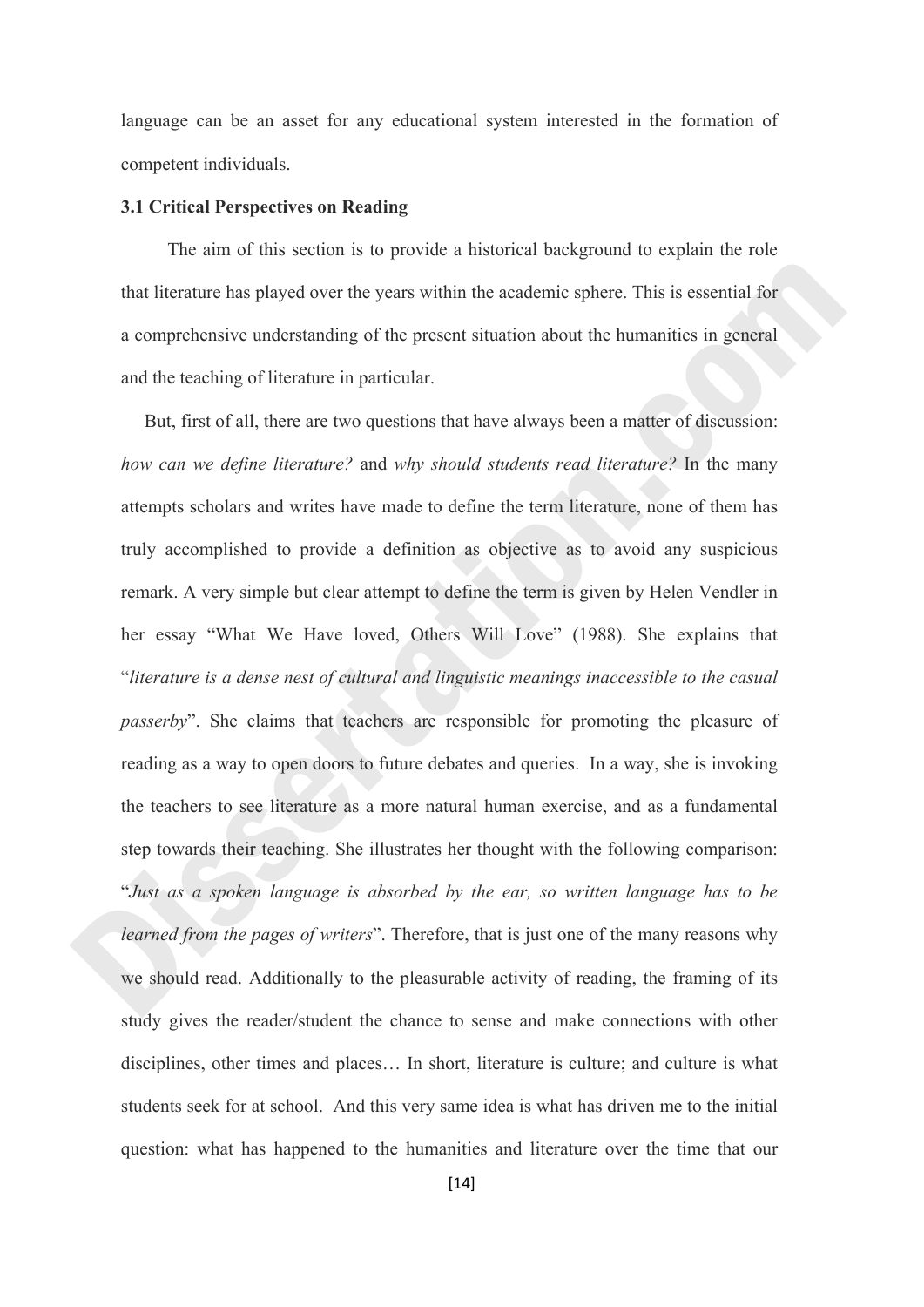language can be an asset for any educational system interested in the formation of competent individuals.

### 3.1 Critical Perspectives on Reading

The aim of this section is to provide a historical background to explain the role that literature has played over the years within the academic sphere. This is essential for a comprehensive understanding of the present situation about the humanities in general and the teaching of literature in particular.

But, first of all, there are two questions that have always been a matter of discussion: *how can we define literature?* and *why should students read literature?* In the many attempts scholars and writes have made to define the term literature, none of them has truly accomplished to provide a definition as objective as to avoid any suspicious remark. A very simple but clear attempt to define the term is given by Helen Vendler in her essay "What We Have loved, Others Will Love" (1988). She explains that "*literature is a dense nest of cultural and linguistic meanings inaccessible to the casual passerby*". She claims that teachers are responsible for promoting the pleasure of reading as a way to open doors to future debates and queries. In a way, she is invoking the teachers to see literature as a more natural human exercise, and as a fundamental step towards their teaching. She illustrates her thought with the following comparison: "*Just as a spoken language is absorbed by the ear, so written language has to be learned from the pages of writers*". Therefore, that is just one of the many reasons why we should read. Additionally to the pleasurable activity of reading, the framing of its study gives the reader/student the chance to sense and make connections with other disciplines, other times and places… In short, literature is culture; and culture is what students seek for at school. And this very same idea is what has driven me to the initial question: what has happened to the humanities and literature over the time that our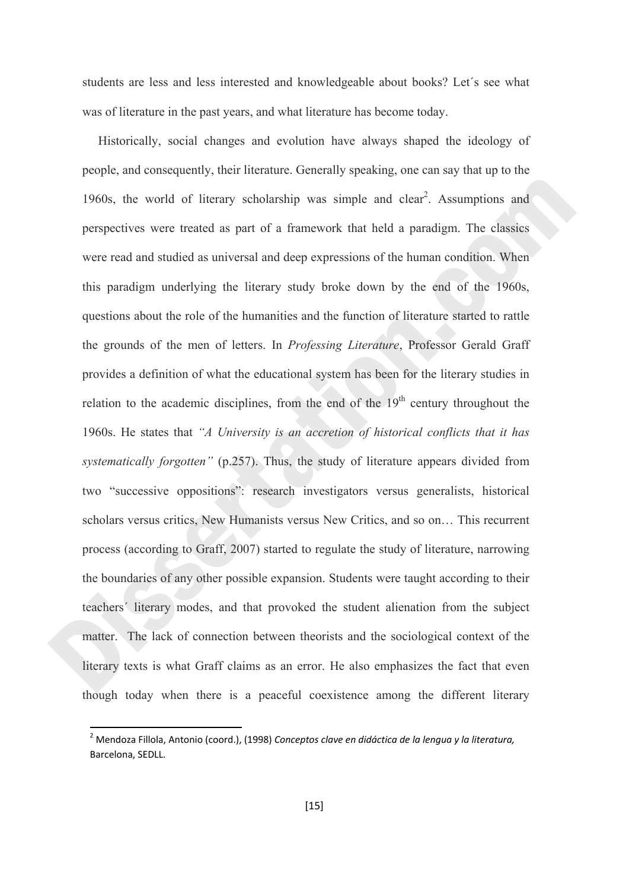students are less and less interested and knowledgeable about books? Let´s see what was of literature in the past years, and what literature has become today.

Historically, social changes and evolution have always shaped the ideology of people, and consequently, their literature. Generally speaking, one can say that up to the 1960s, the world of literary scholarship was simple and clear[2]. Assumptions and perspectives were treated as part of a framework that held a paradigm. The classics were read and studied as universal and deep expressions of the human condition. When this paradigm underlying the literary study broke down by the end of the 1960s, questions about the role of the humanities and the function of literature started to rattle the grounds of the men of letters. In *Professing Literature*, Professor Gerald Graff provides a definition of what the educational system has been for the literary studies in relation to the academic disciplines, from the end of the 19th century throughout the 1960s. He states that *"A University is an accretion of historical conflicts that it has systematically forgotten"* (p.257). Thus, the study of literature appears divided from two "successive oppositions": research investigators versus generalists, historical scholars versus critics, New Humanists versus New Critics, and so on… This recurrent process (according to Graff, 2007) started to regulate the study of literature, narrowing the boundaries of any other possible expansion. Students were taught according to their teachers´ literary modes, and that provoked the student alienation from the subject matter. The lack of connection between theorists and the sociological context of the literary texts is what Graff claims as an error. He also emphasizes the fact that even though today when there is a peaceful coexistence among the different literary

---

[2] Mendoza Fillola, Antonio (coord.), (1998) *Conceptos clave en didáctica de la lengua y la literatura,* Barcelona, SEDLL.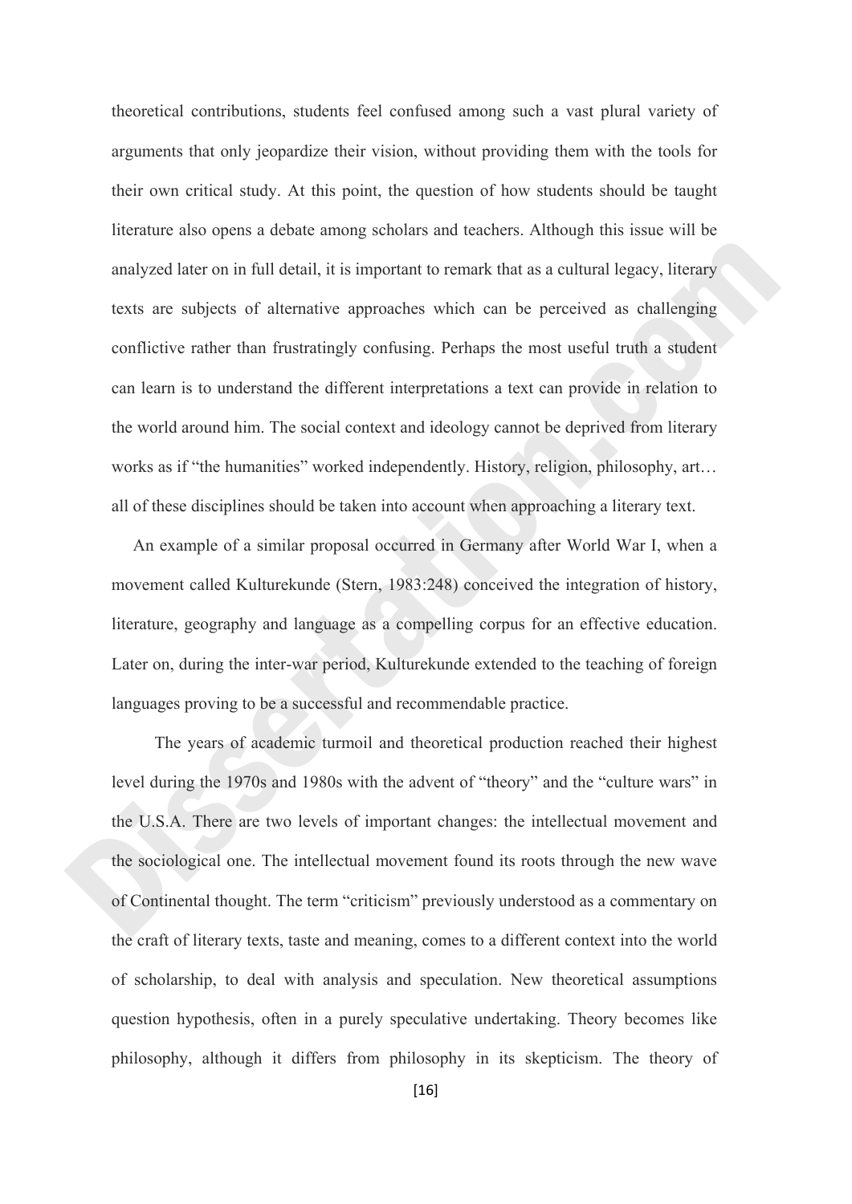theoretical contributions, students feel confused among such a vast plural variety of arguments that only jeopardize their vision, without providing them with the tools for their own critical study. At this point, the question of how students should be taught literature also opens a debate among scholars and teachers. Although this issue will be analyzed later on in full detail, it is important to remark that as a cultural legacy, literary texts are subjects of alternative approaches which can be perceived as challenging conflictive rather than frustratingly confusing. Perhaps the most useful truth a student can learn is to understand the different interpretations a text can provide in relation to the world around him. The social context and ideology cannot be deprived from literary works as if "the humanities" worked independently. History, religion, philosophy, art… all of these disciplines should be taken into account when approaching a literary text.

An example of a similar proposal occurred in Germany after World War I, when a movement called Kulturekunde (Stern, 1983:248) conceived the integration of history, literature, geography and language as a compelling corpus for an effective education. Later on, during the inter-war period, Kulturekunde extended to the teaching of foreign languages proving to be a successful and recommendable practice.

The years of academic turmoil and theoretical production reached their highest level during the 1970s and 1980s with the advent of "theory" and the "culture wars" in the U.S.A. There are two levels of important changes: the intellectual movement and the sociological one. The intellectual movement found its roots through the new wave of Continental thought. The term "criticism" previously understood as a commentary on the craft of literary texts, taste and meaning, comes to a different context into the world of scholarship, to deal with analysis and speculation. New theoretical assumptions question hypothesis, often in a purely speculative undertaking. Theory becomes like philosophy, although it differs from philosophy in its skepticism. The theory of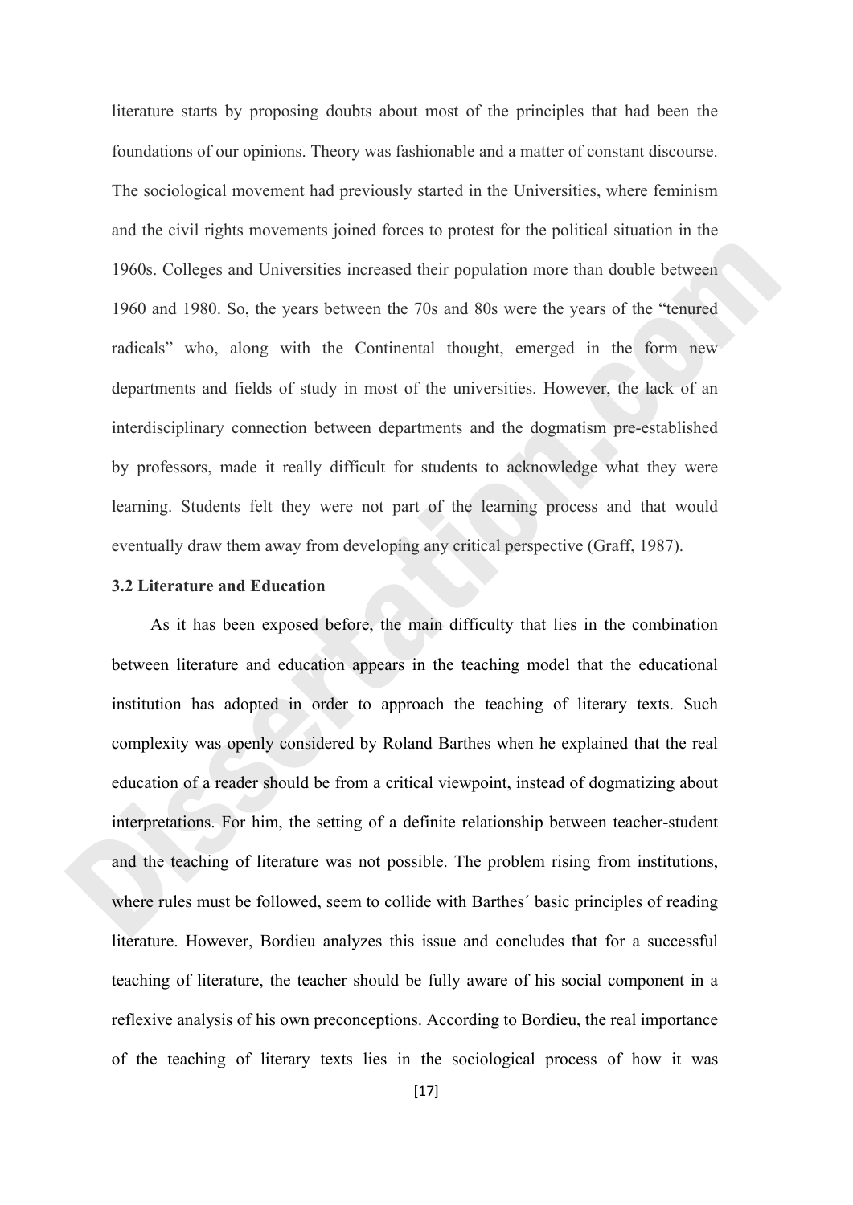literature starts by proposing doubts about most of the principles that had been the foundations of our opinions. Theory was fashionable and a matter of constant discourse. The sociological movement had previously started in the Universities, where feminism and the civil rights movements joined forces to protest for the political situation in the 1960s. Colleges and Universities increased their population more than double between 1960 and 1980. So, the years between the 70s and 80s were the years of the "tenured radicals" who, along with the Continental thought, emerged in the form new departments and fields of study in most of the universities. However, the lack of an interdisciplinary connection between departments and the dogmatism pre-established by professors, made it really difficult for students to acknowledge what they were learning. Students felt they were not part of the learning process and that would eventually draw them away from developing any critical perspective (Graff, 1987).

### 3.2 Literature and Education

As it has been exposed before, the main difficulty that lies in the combination between literature and education appears in the teaching model that the educational institution has adopted in order to approach the teaching of literary texts. Such complexity was openly considered by Roland Barthes when he explained that the real education of a reader should be from a critical viewpoint, instead of dogmatizing about interpretations. For him, the setting of a definite relationship between teacher-student and the teaching of literature was not possible. The problem rising from institutions, where rules must be followed, seem to collide with Barthes´ basic principles of reading literature. However, Bordieu analyzes this issue and concludes that for a successful teaching of literature, the teacher should be fully aware of his social component in a reflexive analysis of his own preconceptions. According to Bordieu, the real importance of the teaching of literary texts lies in the sociological process of how it was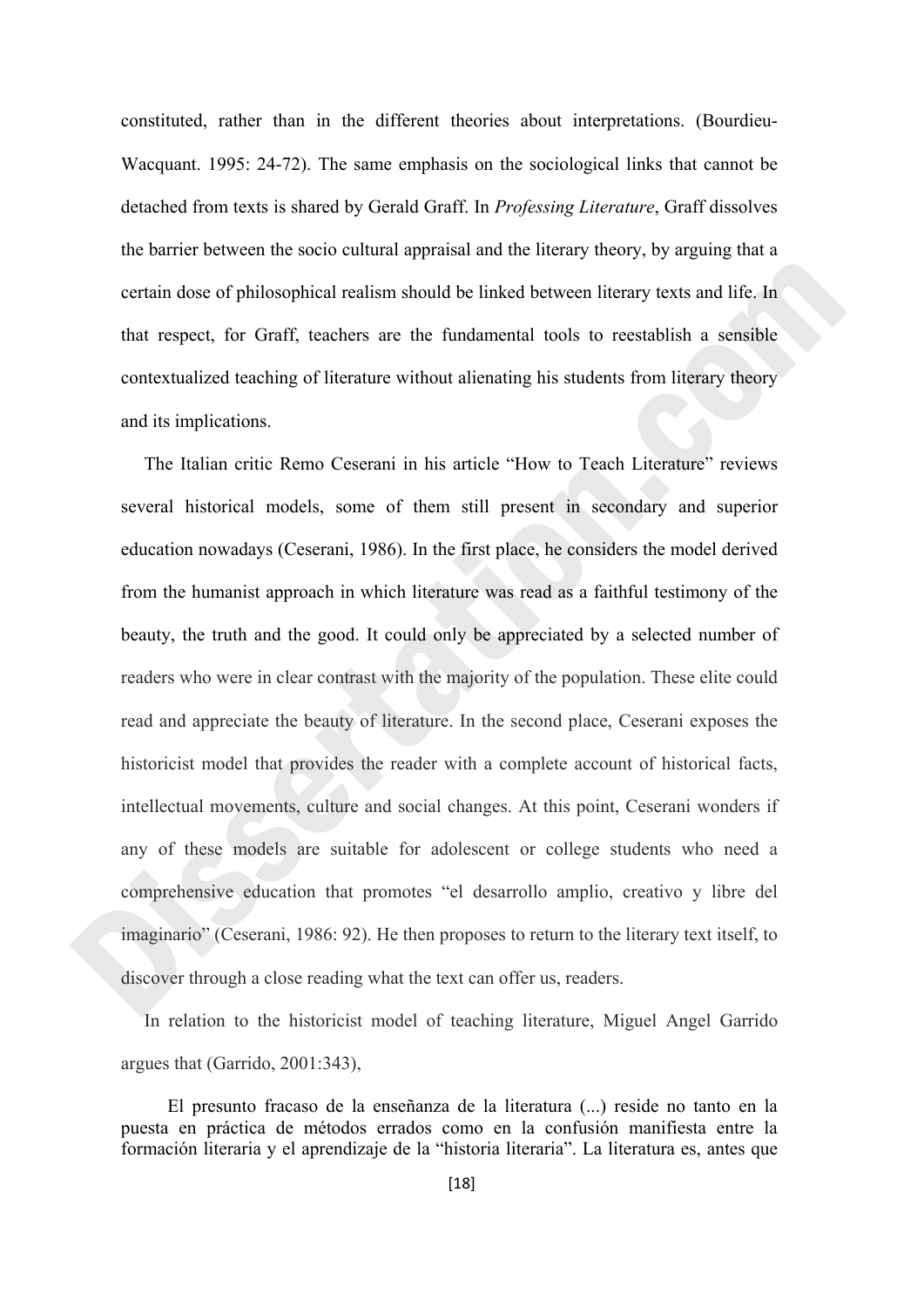constituted, rather than in the different theories about interpretations. (Bourdieu-Wacquant. 1995: 24-72). The same emphasis on the sociological links that cannot be detached from texts is shared by Gerald Graff. In *Professing Literature*, Graff dissolves the barrier between the socio cultural appraisal and the literary theory, by arguing that a certain dose of philosophical realism should be linked between literary texts and life. In that respect, for Graff, teachers are the fundamental tools to reestablish a sensible contextualized teaching of literature without alienating his students from literary theory and its implications.

The Italian critic Remo Ceserani in his article "How to Teach Literature" reviews several historical models, some of them still present in secondary and superior education nowadays (Ceserani, 1986). In the first place, he considers the model derived from the humanist approach in which literature was read as a faithful testimony of the beauty, the truth and the good. It could only be appreciated by a selected number of readers who were in clear contrast with the majority of the population. These elite could read and appreciate the beauty of literature. In the second place, Ceserani exposes the historicist model that provides the reader with a complete account of historical facts, intellectual movements, culture and social changes. At this point, Ceserani wonders if any of these models are suitable for adolescent or college students who need a comprehensive education that promotes "el desarrollo amplio, creativo y libre del imaginario" (Ceserani, 1986: 92). He then proposes to return to the literary text itself, to discover through a close reading what the text can offer us, readers.

In relation to the historicist model of teaching literature, Miguel Angel Garrido argues that (Garrido, 2001:343),

> El presunto fracaso de la enseñanza de la literatura (...) reside no tanto en la puesta en práctica de métodos errados como en la confusión manifiesta entre la formación literaria y el aprendizaje de la "historia literaria". La literatura es, antes que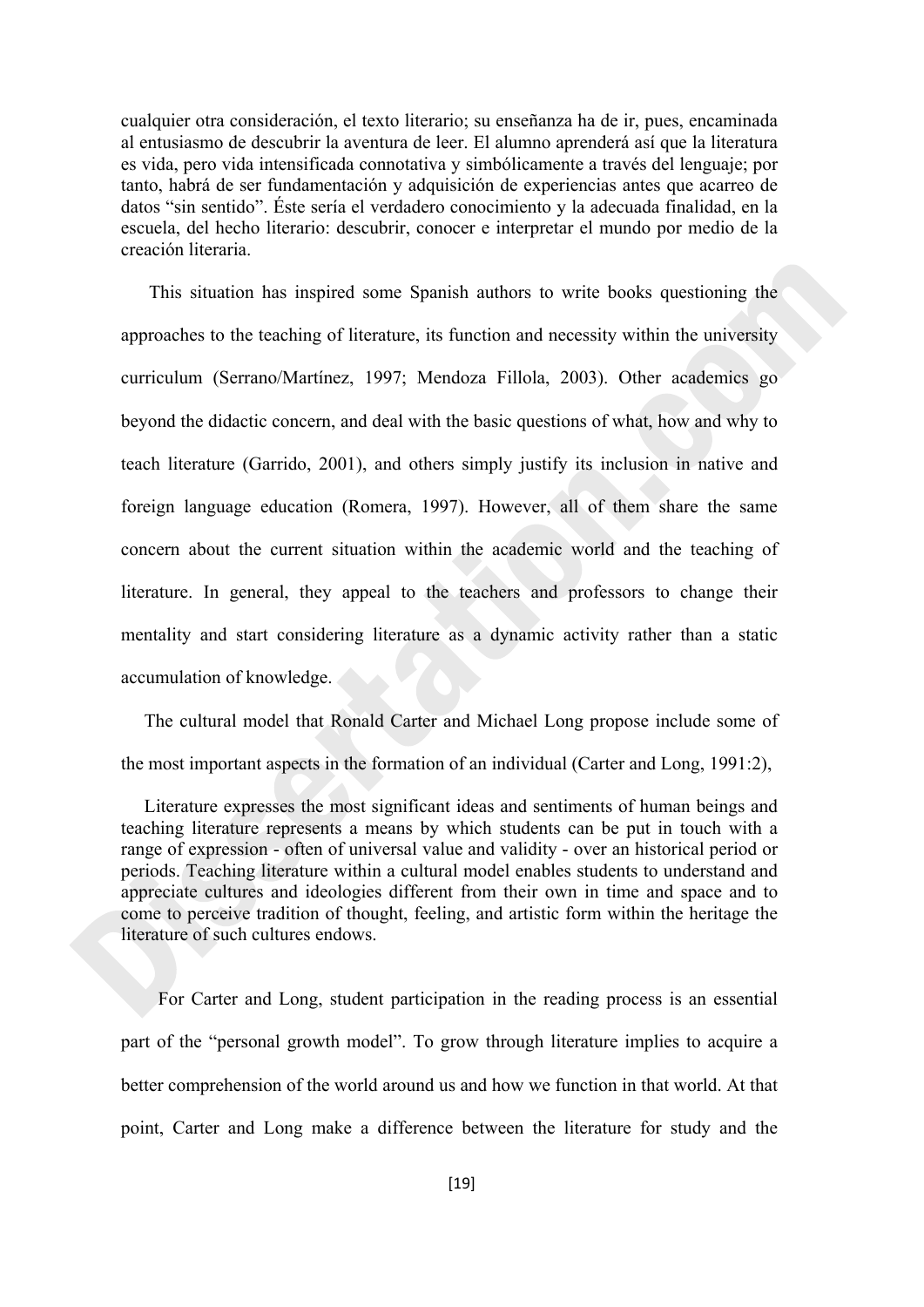cualquier otra consideración, el texto literario; su enseñanza ha de ir, pues, encaminada al entusiasmo de descubrir la aventura de leer. El alumno aprenderá así que la literatura es vida, pero vida intensificada connotativa y simbólicamente a través del lenguaje; por tanto, habrá de ser fundamentación y adquisición de experiencias antes que acarreo de datos "sin sentido". Éste sería el verdadero conocimiento y la adecuada finalidad, en la escuela, del hecho literario: descubrir, conocer e interpretar el mundo por medio de la creación literaria.

This situation has inspired some Spanish authors to write books questioning the approaches to the teaching of literature, its function and necessity within the university curriculum (Serrano/Martínez, 1997; Mendoza Fillola, 2003). Other academics go beyond the didactic concern, and deal with the basic questions of what, how and why to teach literature (Garrido, 2001), and others simply justify its inclusion in native and foreign language education (Romera, 1997). However, all of them share the same concern about the current situation within the academic world and the teaching of literature. In general, they appeal to the teachers and professors to change their mentality and start considering literature as a dynamic activity rather than a static accumulation of knowledge.

The cultural model that Ronald Carter and Michael Long propose include some of the most important aspects in the formation of an individual (Carter and Long, 1991:2),

> Literature expresses the most significant ideas and sentiments of human beings and teaching literature represents a means by which students can be put in touch with a range of expression - often of universal value and validity - over an historical period or periods. Teaching literature within a cultural model enables students to understand and appreciate cultures and ideologies different from their own in time and space and to come to perceive tradition of thought, feeling, and artistic form within the heritage the literature of such cultures endows.

For Carter and Long, student participation in the reading process is an essential part of the "personal growth model". To grow through literature implies to acquire a better comprehension of the world around us and how we function in that world. At that point, Carter and Long make a difference between the literature for study and the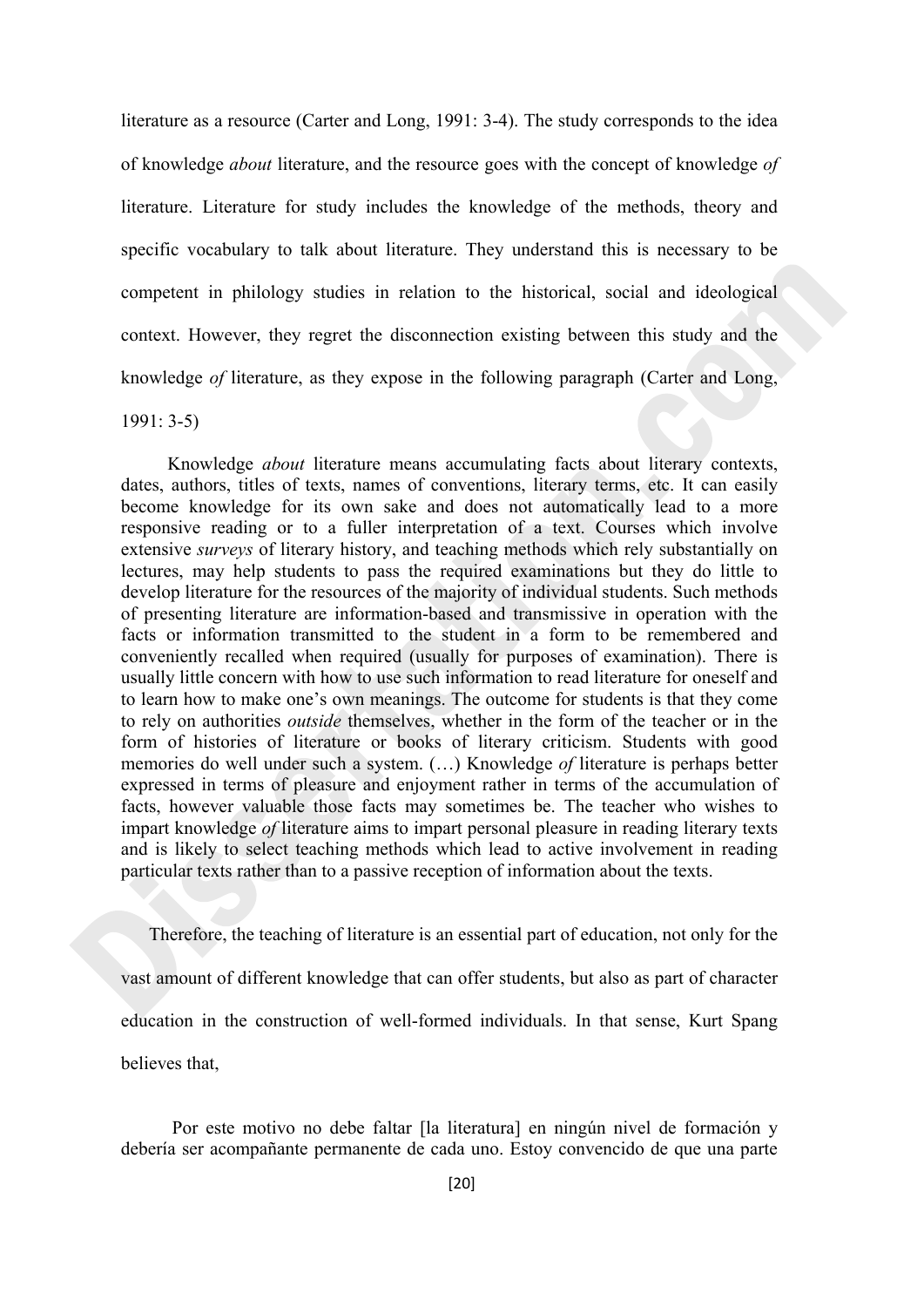literature as a resource (Carter and Long, 1991: 3-4). The study corresponds to the idea of knowledge *about* literature, and the resource goes with the concept of knowledge *of* literature. Literature for study includes the knowledge of the methods, theory and specific vocabulary to talk about literature. They understand this is necessary to be competent in philology studies in relation to the historical, social and ideological context. However, they regret the disconnection existing between this study and the knowledge *of* literature, as they expose in the following paragraph (Carter and Long, 1991: 3-5)

> Knowledge *about* literature means accumulating facts about literary contexts, dates, authors, titles of texts, names of conventions, literary terms, etc. It can easily become knowledge for its own sake and does not automatically lead to a more responsive reading or to a fuller interpretation of a text. Courses which involve extensive *surveys* of literary history, and teaching methods which rely substantially on lectures, may help students to pass the required examinations but they do little to develop literature for the resources of the majority of individual students. Such methods of presenting literature are information-based and transmissive in operation with the facts or information transmitted to the student in a form to be remembered and conveniently recalled when required (usually for purposes of examination). There is usually little concern with how to use such information to read literature for oneself and to learn how to make one's own meanings. The outcome for students is that they come to rely on authorities *outside* themselves, whether in the form of the teacher or in the form of histories of literature or books of literary criticism. Students with good memories do well under such a system. (…) Knowledge *of* literature is perhaps better expressed in terms of pleasure and enjoyment rather in terms of the accumulation of facts, however valuable those facts may sometimes be. The teacher who wishes to impart knowledge *of* literature aims to impart personal pleasure in reading literary texts and is likely to select teaching methods which lead to active involvement in reading particular texts rather than to a passive reception of information about the texts.

Therefore, the teaching of literature is an essential part of education, not only for the vast amount of different knowledge that can offer students, but also as part of character education in the construction of well-formed individuals. In that sense, Kurt Spang believes that,

> Por este motivo no debe faltar [la literatura] en ningún nivel de formación y debería ser acompañante permanente de cada uno. Estoy convencido de que una parte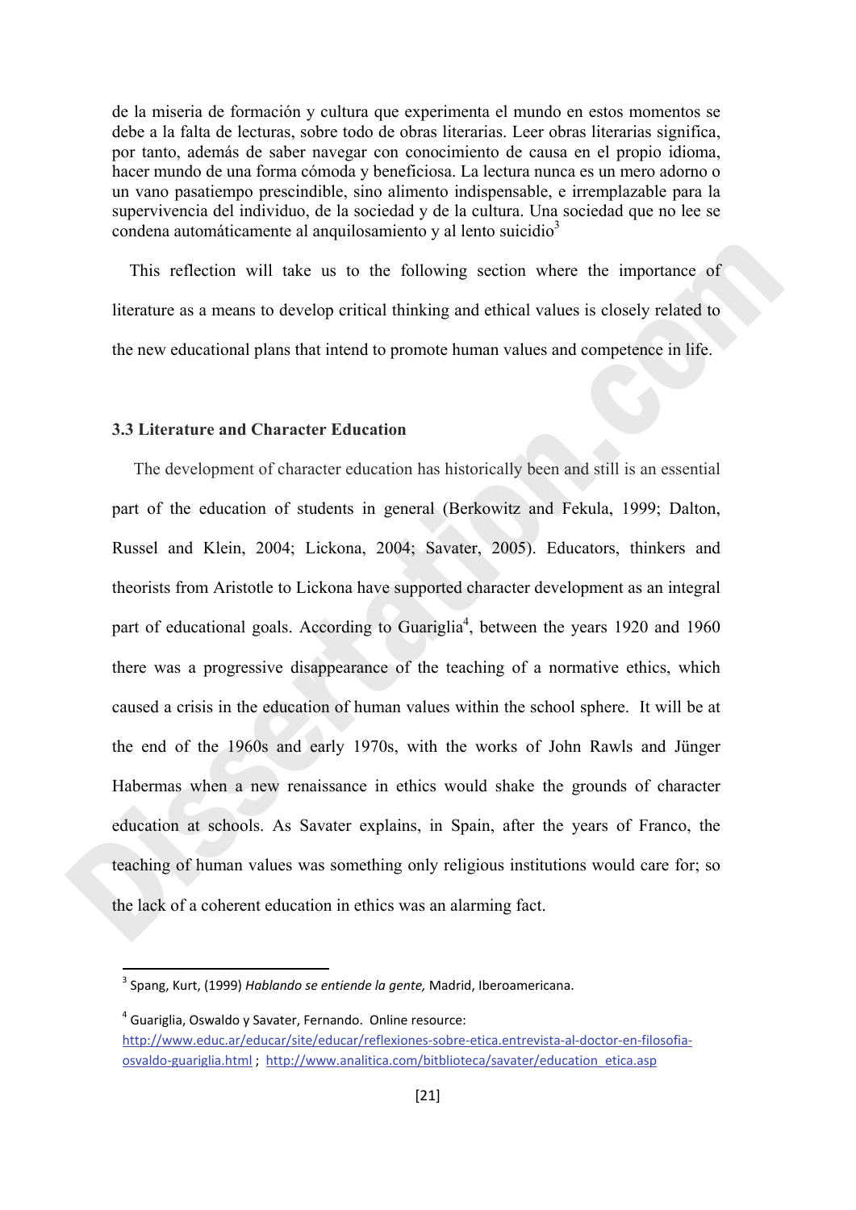de la miseria de formación y cultura que experimenta el mundo en estos momentos se debe a la falta de lecturas, sobre todo de obras literarias. Leer obras literarias significa, por tanto, además de saber navegar con conocimiento de causa en el propio idioma, hacer mundo de una forma cómoda y beneficiosa. La lectura nunca es un mero adorno o un vano pasatiempo prescindible, sino alimento indispensable, e irremplazable para la supervivencia del individuo, de la sociedad y de la cultura. Una sociedad que no lee se condena automáticamente al anquilosamiento y al lento suicidio[3]

This reflection will take us to the following section where the importance of literature as a means to develop critical thinking and ethical values is closely related to the new educational plans that intend to promote human values and competence in life.

### 3.3 Literature and Character Education

The development of character education has historically been and still is an essential part of the education of students in general (Berkowitz and Fekula, 1999; Dalton, Russel and Klein, 2004; Lickona, 2004; Savater, 2005). Educators, thinkers and theorists from Aristotle to Lickona have supported character development as an integral part of educational goals. According to Guariglia[4], between the years 1920 and 1960 there was a progressive disappearance of the teaching of a normative ethics, which caused a crisis in the education of human values within the school sphere. It will be at the end of the 1960s and early 1970s, with the works of John Rawls and Jünger Habermas when a new renaissance in ethics would shake the grounds of character education at schools. As Savater explains, in Spain, after the years of Franco, the teaching of human values was something only religious institutions would care for; so the lack of a coherent education in ethics was an alarming fact.

---

[3] Spang, Kurt, (1999) *Hablando se entiende la gente,* Madrid, Iberoamericana.

[4] Guariglia, Oswaldo y Savater, Fernando. Online resource: http://www.educ.ar/educar/site/educar/reflexiones-sobre-etica.entrevista-al-doctor-en-filosofia-osvaldo-guariglia.html ; http://www.analitica.com/bitblioteca/savater/education_etica.asp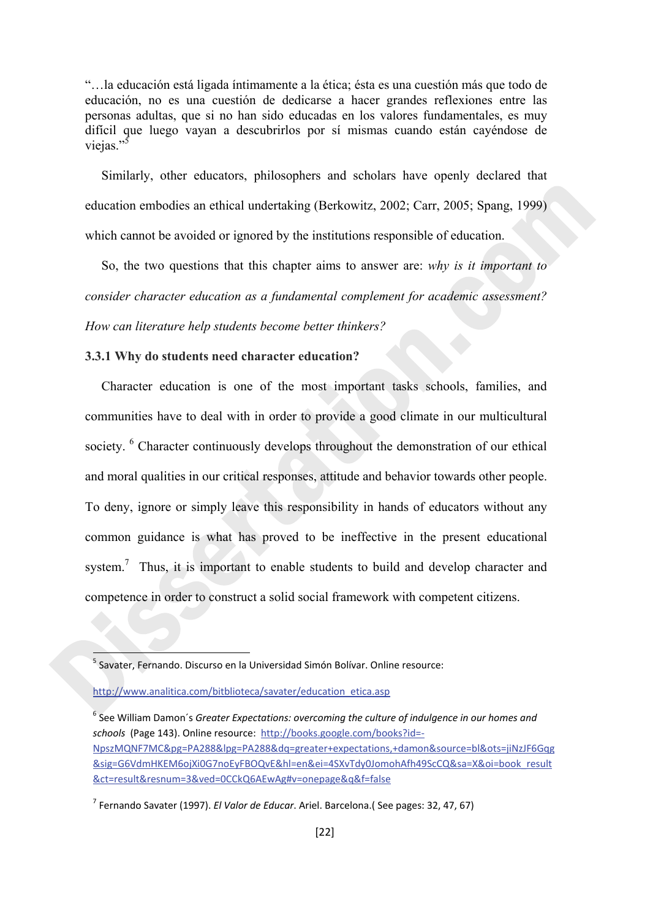"…la educación está ligada íntimamente a la ética; ésta es una cuestión más que todo de educación, no es una cuestión de dedicarse a hacer grandes reflexiones entre las personas adultas, que si no han sido educadas en los valores fundamentales, es muy difícil que luego vayan a descubrirlos por sí mismas cuando están cayéndose de viejas."[5]

Similarly, other educators, philosophers and scholars have openly declared that education embodies an ethical undertaking (Berkowitz, 2002; Carr, 2005; Spang, 1999) which cannot be avoided or ignored by the institutions responsible of education.

So, the two questions that this chapter aims to answer are: *why is it important to consider character education as a fundamental complement for academic assessment? How can literature help students become better thinkers?*

### 3.3.1 Why do students need character education?

Character education is one of the most important tasks schools, families, and communities have to deal with in order to provide a good climate in our multicultural society. [6] Character continuously develops throughout the demonstration of our ethical and moral qualities in our critical responses, attitude and behavior towards other people. To deny, ignore or simply leave this responsibility in hands of educators without any common guidance is what has proved to be ineffective in the present educational system.[7] Thus, it is important to enable students to build and develop character and competence in order to construct a solid social framework with competent citizens.

---

[5] Savater, Fernando. Discurso en la Universidad Simón Bolívar. Online resource: http://www.analitica.com/bitblioteca/savater/education_etica.asp

[6] See William Damon´s *Greater Expectations: overcoming the culture of indulgence in our homes and schools* (Page 143). Online resource: http://books.google.com/books?id=-NpszMQNF7MC&pg=PA288&lpg=PA288&dq=greater+expectations,+damon&source=bl&ots=jiNzJF6Gqg&sig=G6VdmHKEM6ojXi0G7noEyFBOQvE&hl=en&ei=4SXvTdy0JomohAfh49ScCQ&sa=X&oi=book_result&ct=result&resnum=3&ved=0CCkQ6AEwAg#v=onepage&q&f=false

[7] Fernando Savater (1997). *El Valor de Educar*. Ariel. Barcelona.( See pages: 32, 47, 67)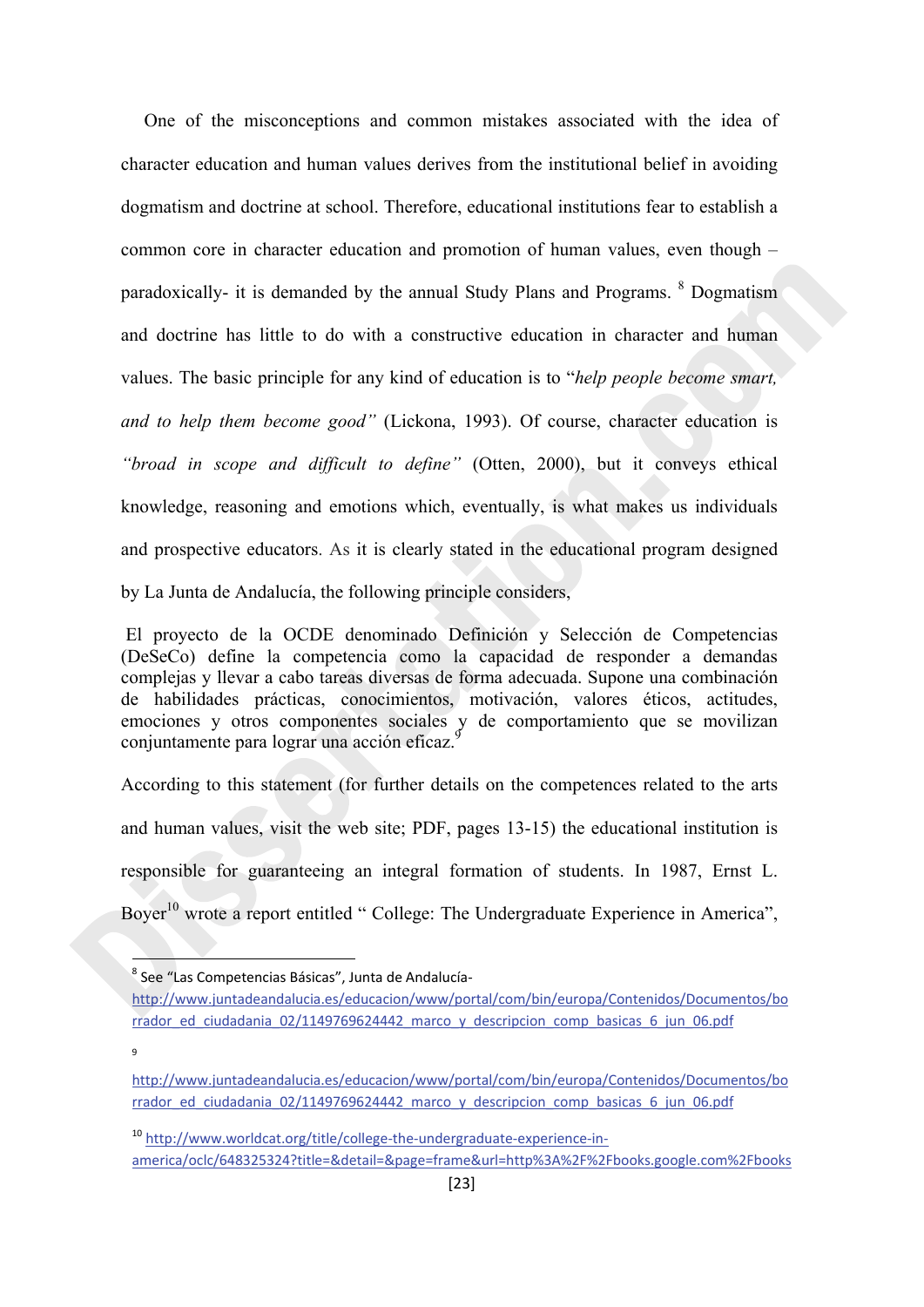One of the misconceptions and common mistakes associated with the idea of character education and human values derives from the institutional belief in avoiding dogmatism and doctrine at school. Therefore, educational institutions fear to establish a common core in character education and promotion of human values, even though –paradoxically- it is demanded by the annual Study Plans and Programs. [8] Dogmatism and doctrine has little to do with a constructive education in character and human values. The basic principle for any kind of education is to "*help people become smart, and to help them become good"* (Lickona, 1993). Of course, character education is *"broad in scope and difficult to define"* (Otten, 2000), but it conveys ethical knowledge, reasoning and emotions which, eventually, is what makes us individuals and prospective educators. As it is clearly stated in the educational program designed by La Junta de Andalucía, the following principle considers,

> El proyecto de la OCDE denominado Definición y Selección de Competencias (DeSeCo) define la competencia como la capacidad de responder a demandas complejas y llevar a cabo tareas diversas de forma adecuada. Supone una combinación de habilidades prácticas, conocimientos, motivación, valores éticos, actitudes, emociones y otros componentes sociales y de comportamiento que se movilizan conjuntamente para lograr una acción eficaz.[9]

According to this statement (for further details on the competences related to the arts and human values, visit the web site; PDF, pages 13-15) the educational institution is responsible for guaranteeing an integral formation of students. In 1987, Ernst L. Boyer[10] wrote a report entitled " College: The Undergraduate Experience in America",

---

[8] See "Las Competencias Básicas", Junta de Andalucía- http://www.juntadeandalucia.es/educacion/www/portal/com/bin/europa/Contenidos/Documentos/borrador_ed_ciudadania_02/1149769624442_marco_y_descripcion_comp_basicas_6_jun_06.pdf

[9] http://www.juntadeandalucia.es/educacion/www/portal/com/bin/europa/Contenidos/Documentos/borrador_ed_ciudadania_02/1149769624442_marco_y_descripcion_comp_basicas_6_jun_06.pdf

[10] http://www.worldcat.org/title/college-the-undergraduate-experience-in-america/oclc/648325324?title=&detail=&page=frame&url=http%3A%2F%2Fbooks.google.com%2Fbooks